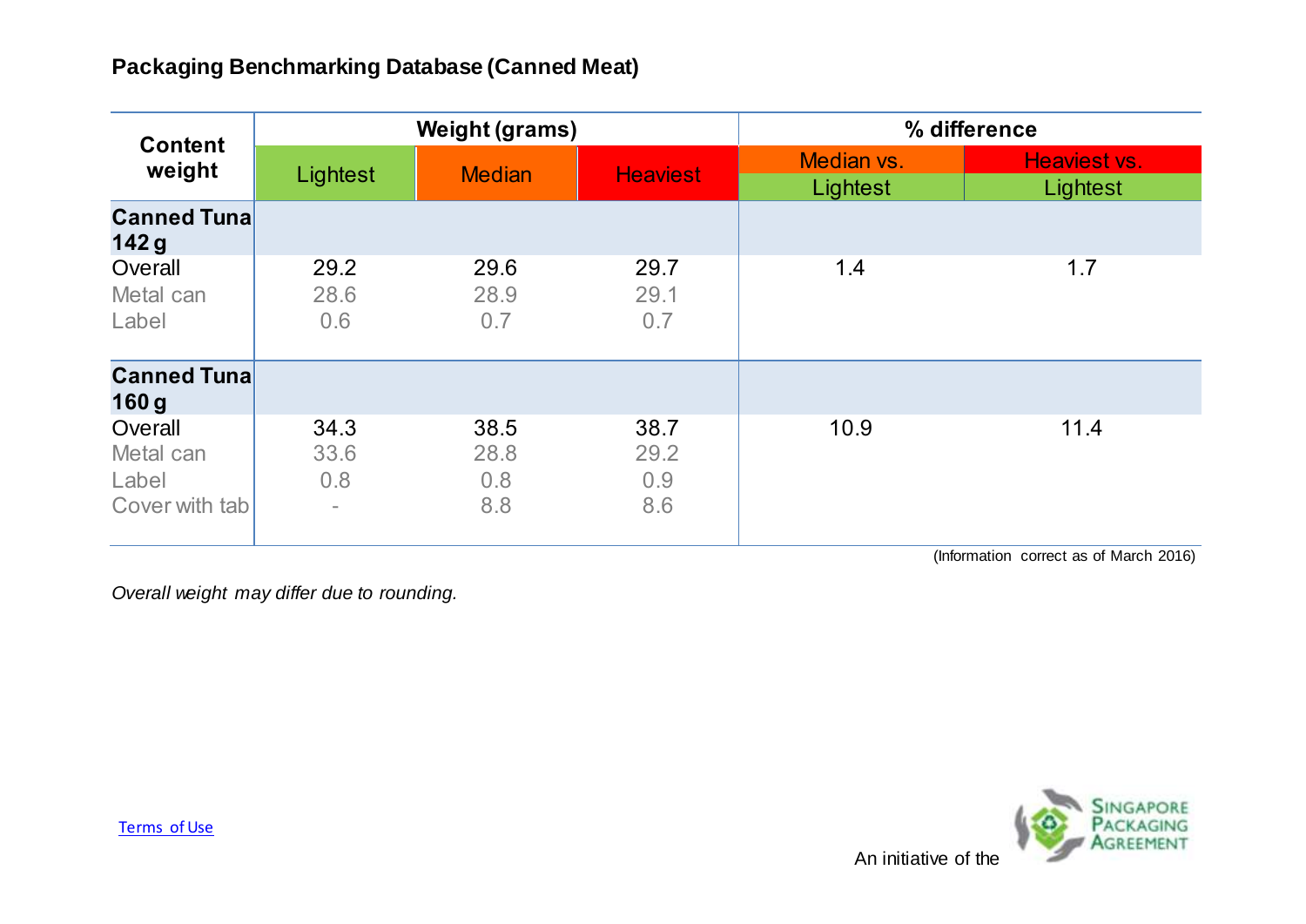## Packaging Benchmarking Database (Canned Meat)

| Content weight | Weight (grams) | | | % difference | |
|---|---|---|---|---|---|
| | Lightest | Median | Heaviest | Median vs. Lightest | Heaviest vs. Lightest |
| **Canned Tuna 142 g** | | | | | |
| Overall | 29.2 | 29.6 | 29.7 | 1.4 | 1.7 |
| Metal can | 28.6 | 28.9 | 29.1 | | |
| Label | 0.6 | 0.7 | 0.7 | | |
| **Canned Tuna 160 g** | | | | | |
| Overall | 34.3 | 38.5 | 38.7 | 10.9 | 11.4 |
| Metal can | 33.6 | 28.8 | 29.2 | | |
| Label | 0.8 | 0.8 | 0.9 | | |
| Cover with tab | - | 8.8 | 8.6 | | |

(Information correct as of March 2016)

*Overall weight may differ due to rounding.*

Terms of Use

An initiative of the Singapore Packaging Agreement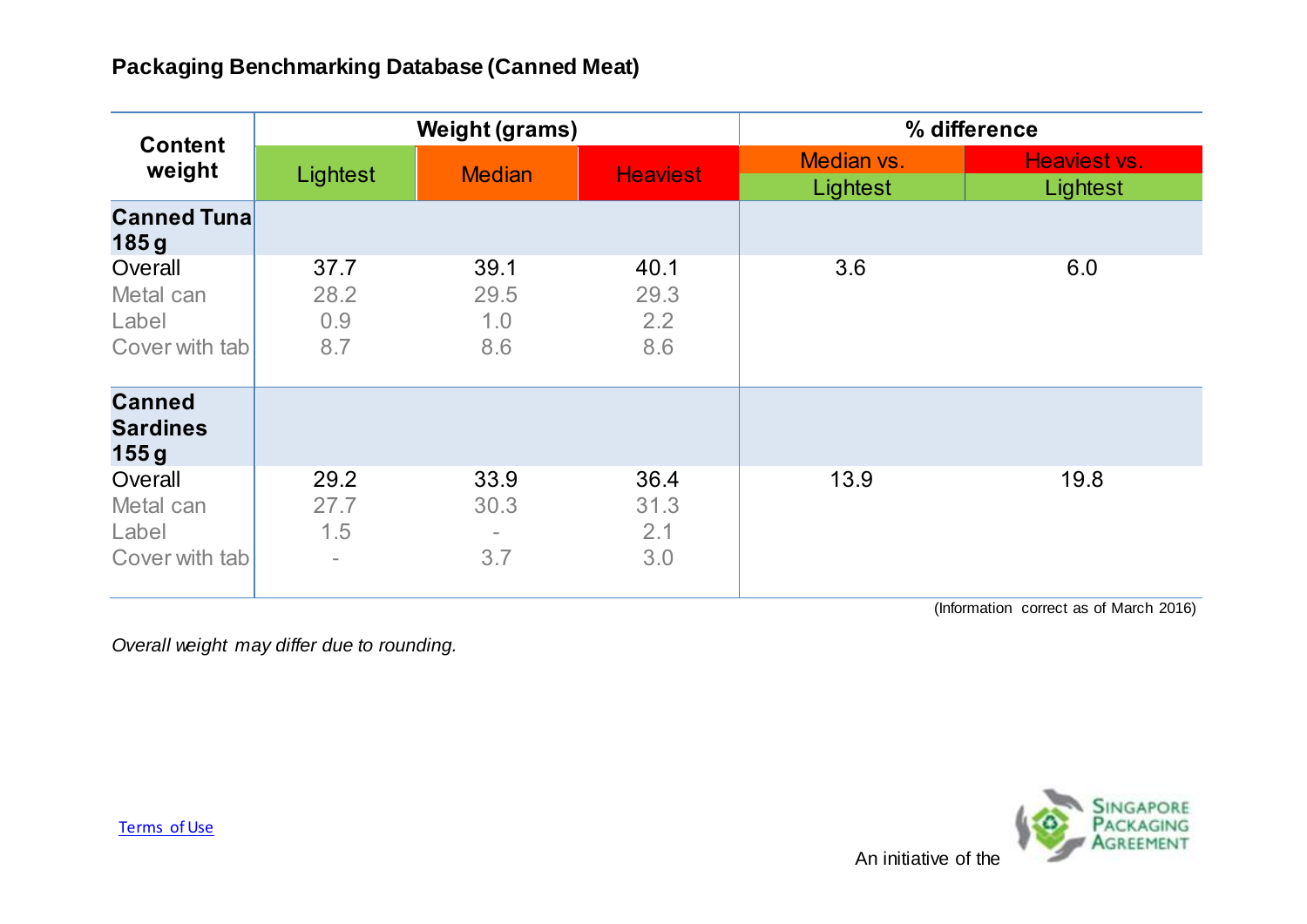## Packaging Benchmarking Database (Canned Meat)

| Content weight | Weight (grams) | | | % difference | |
|---|---|---|---|---|---|
| | Lightest | Median | Heaviest | Median vs. Lightest | Heaviest vs. Lightest |
| **Canned Tuna 185 g** | | | | | |
| Overall | 37.7 | 39.1 | 40.1 | 3.6 | 6.0 |
| Metal can | 28.2 | 29.5 | 29.3 | | |
| Label | 0.9 | 1.0 | 2.2 | | |
| Cover with tab | 8.7 | 8.6 | 8.6 | | |
| **Canned Sardines 155 g** | | | | | |
| Overall | 29.2 | 33.9 | 36.4 | 13.9 | 19.8 |
| Metal can | 27.7 | 30.3 | 31.3 | | |
| Label | 1.5 | - | 2.1 | | |
| Cover with tab | - | 3.7 | 3.0 | | |

(Information correct as of March 2016)

*Overall weight may differ due to rounding.*

Terms of Use

An initiative of the Singapore Packaging Agreement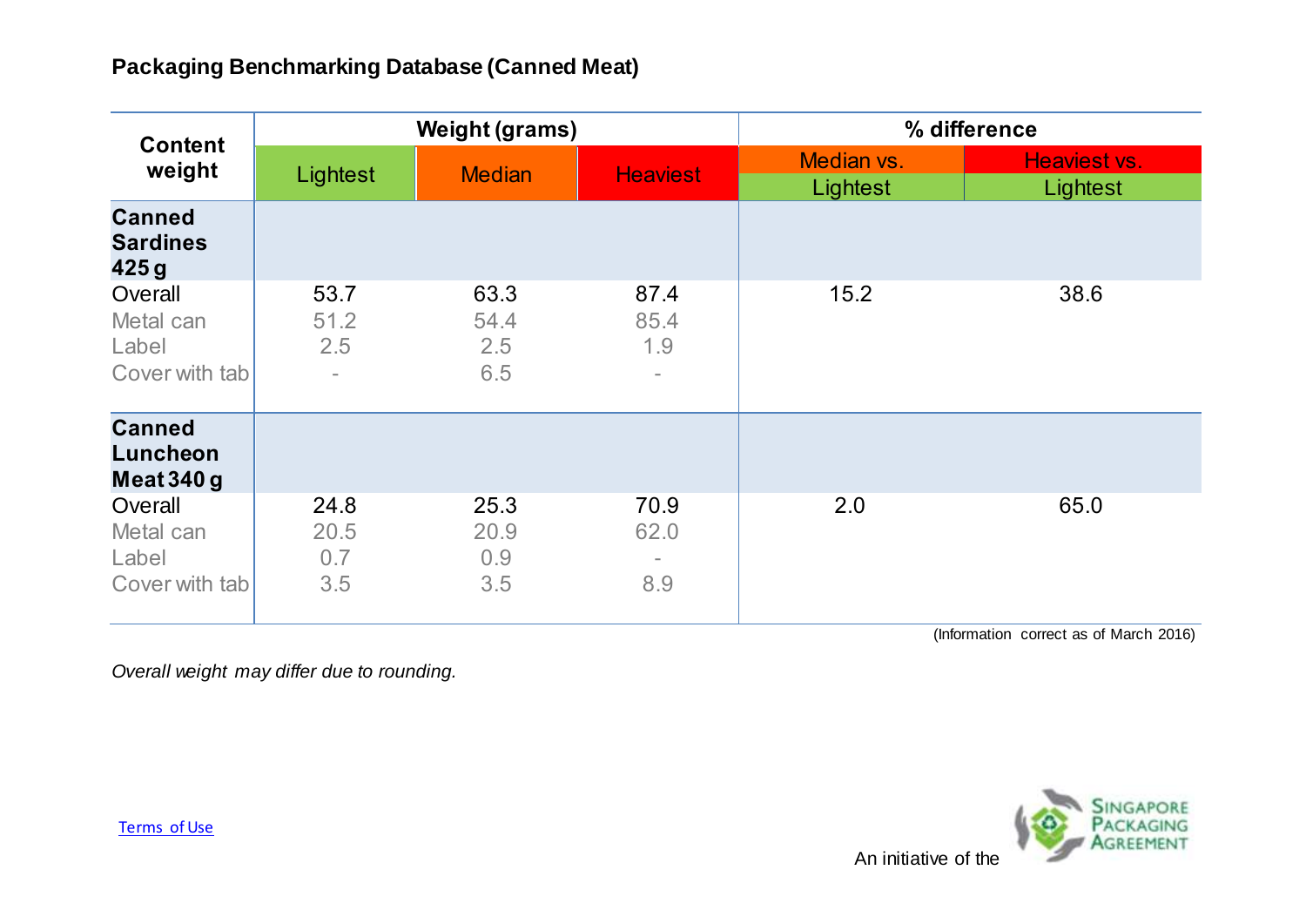## Packaging Benchmarking Database (Canned Meat)

| Content weight | Weight (grams) | | | % difference | |
|---|---|---|---|---|---|
| | Lightest | Median | Heaviest | Median vs. Lightest | Heaviest vs. Lightest |
| **Canned Sardines 425 g** | | | | | |
| Overall | 53.7 | 63.3 | 87.4 | 15.2 | 38.6 |
| Metal can | 51.2 | 54.4 | 85.4 | | |
| Label | 2.5 | 2.5 | 1.9 | | |
| Cover with tab | - | 6.5 | - | | |
| **Canned Luncheon Meat 340 g** | | | | | |
| Overall | 24.8 | 25.3 | 70.9 | 2.0 | 65.0 |
| Metal can | 20.5 | 20.9 | 62.0 | | |
| Label | 0.7 | 0.9 | - | | |
| Cover with tab | 3.5 | 3.5 | 8.9 | | |

(Information correct as of March 2016)

*Overall weight may differ due to rounding.*

Terms of Use

An initiative of the Singapore Packaging Agreement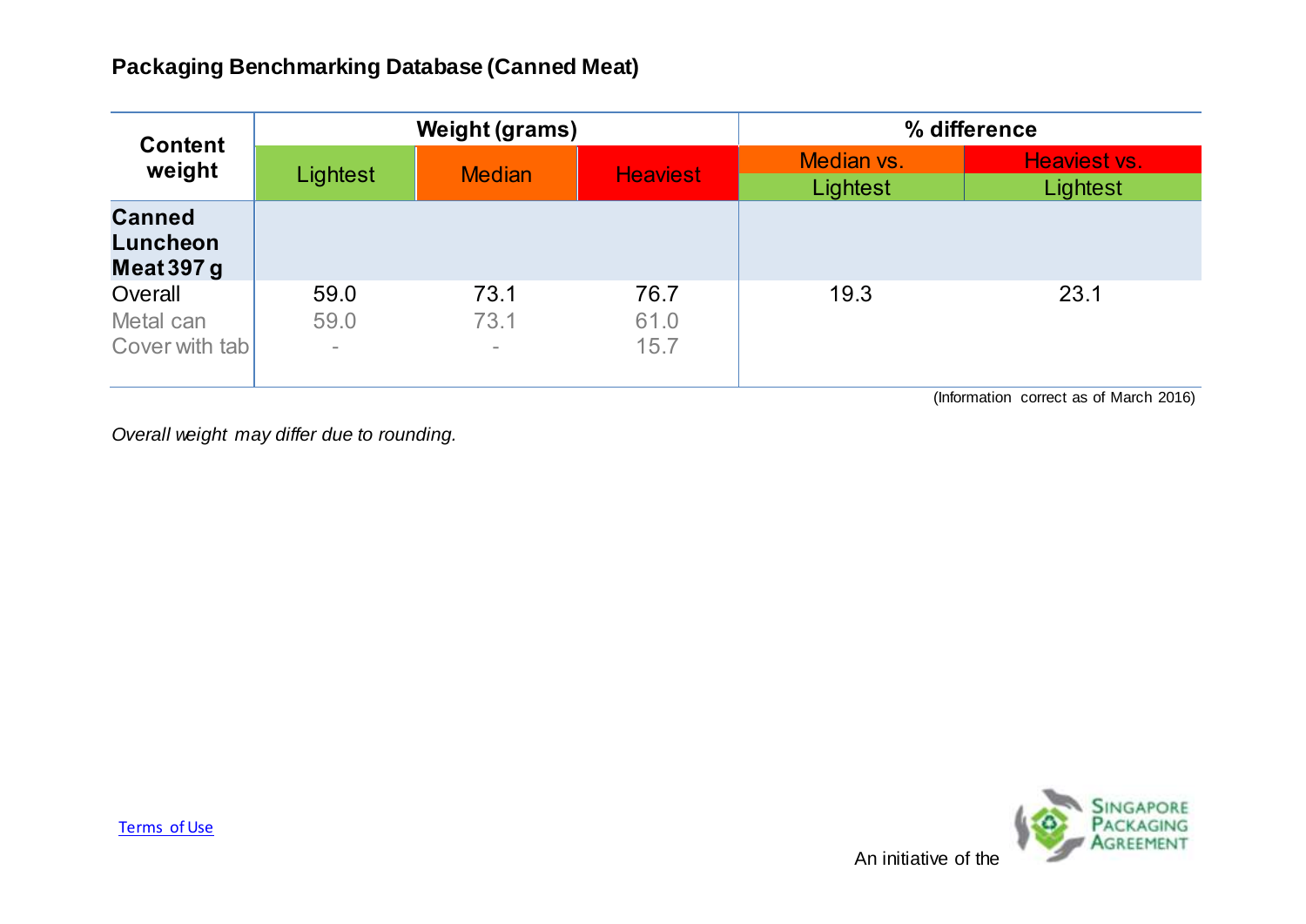## Packaging Benchmarking Database (Canned Meat)

| Content weight | Weight (grams) | | | % difference | |
|---|---|---|---|---|---|
| | Lightest | Median | Heaviest | Median vs. Lightest | Heaviest vs. Lightest |
| **Canned Luncheon Meat 397 g** | | | | | |
| Overall | 59.0 | 73.1 | 76.7 | 19.3 | 23.1 |
| Metal can | 59.0 | 73.1 | 61.0 | | |
| Cover with tab | - | - | 15.7 | | |

(Information correct as of March 2016)

*Overall weight may differ due to rounding.*

Terms of Use

An initiative of the Singapore Packaging Agreement